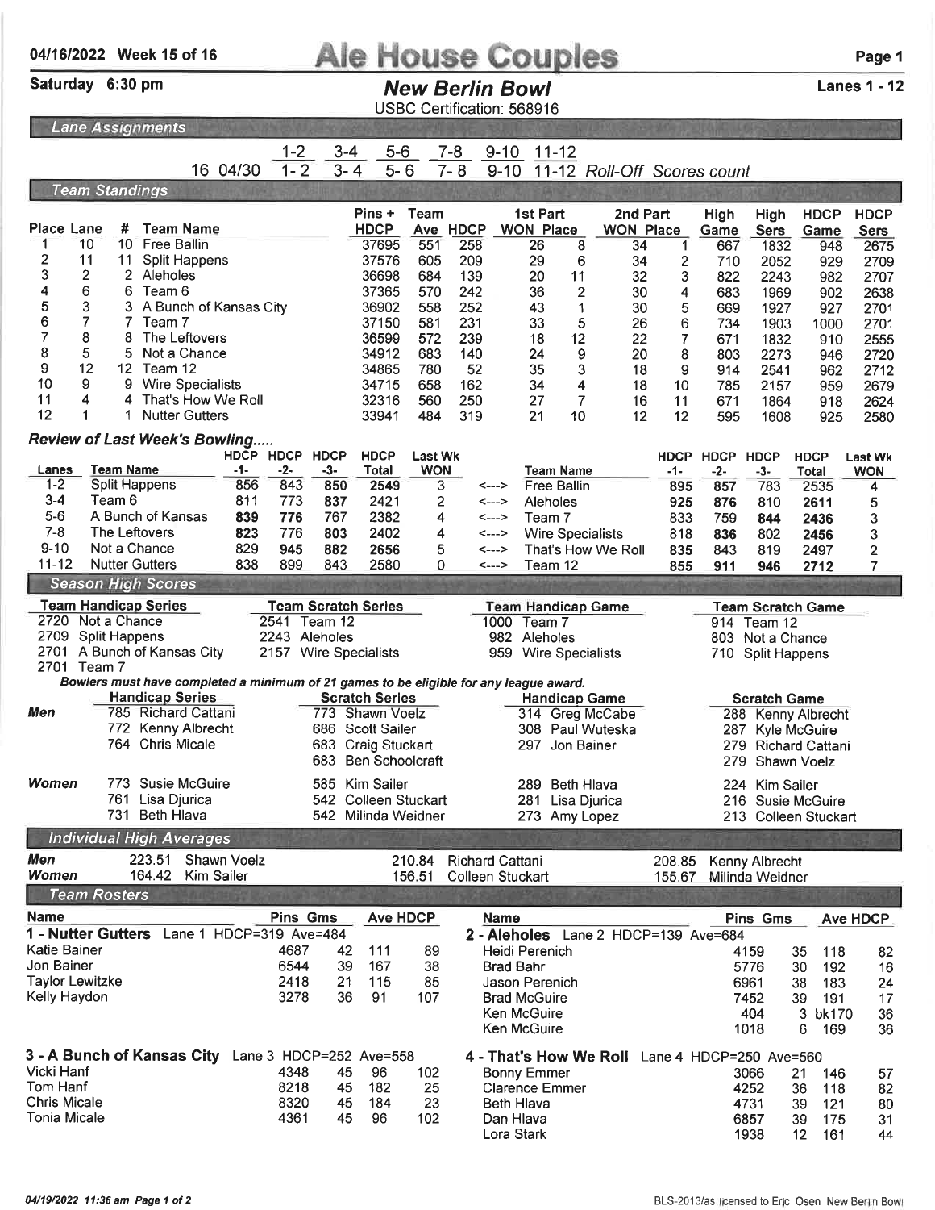04/16/2022 Week 15 of 16

# Ale House Couples

Saturday 6:30 pm

## New Berlin Bowl

Lanes 1 - 12

USBC Certification: 568916

### Lane Assignments

| | | | | | | | |
|---|---|---|---|---|---|---|---|
| | | 1-2 | 3-4 | 5-6 | 7-8 | 9-10 | 11-12 |
| 16 | 04/30 | 1- 2 | 3- 4 | 5- 6 | 7- 8 | 9-10 | 11-12 *Roll-Off Scores count* |

### Team Standings

| Place | Lane | # | Team Name | Pins + HDCP | Team Ave | HDCP | 1st Part WON | Place | 2nd Part WON | Place | High Game | High Sers | HDCP Game | HDCP Sers |
|---|---|---|---|---|---|---|---|---|---|---|---|---|---|---|
| 1 | 10 | 10 | Free Ballin | 37695 | 551 | 258 | 26 | 8 | 34 | 1 | 667 | 1832 | 948 | 2675 |
| 2 | 11 | 11 | Split Happens | 37576 | 605 | 209 | 29 | 6 | 34 | 2 | 710 | 2052 | 929 | 2709 |
| 3 | 2 | 2 | Aleholes | 36698 | 684 | 139 | 20 | 11 | 32 | 3 | 822 | 2243 | 982 | 2707 |
| 4 | 6 | 6 | Team 6 | 37365 | 570 | 242 | 36 | 2 | 30 | 4 | 683 | 1969 | 902 | 2638 |
| 5 | 3 | 3 | A Bunch of Kansas City | 36902 | 558 | 252 | 43 | 1 | 30 | 5 | 669 | 1927 | 927 | 2701 |
| 6 | 7 | 7 | Team 7 | 37150 | 581 | 231 | 33 | 5 | 26 | 6 | 734 | 1903 | 1000 | 2701 |
| 7 | 8 | 8 | The Leftovers | 36599 | 572 | 239 | 18 | 12 | 22 | 7 | 671 | 1832 | 910 | 2555 |
| 8 | 5 | 5 | Not a Chance | 34912 | 683 | 140 | 24 | 9 | 20 | 8 | 803 | 2273 | 946 | 2720 |
| 9 | 12 | 12 | Team 12 | 34865 | 780 | 52 | 35 | 3 | 18 | 9 | 914 | 2541 | 962 | 2712 |
| 10 | 9 | 9 | Wire Specialists | 34715 | 658 | 162 | 34 | 4 | 18 | 10 | 785 | 2157 | 959 | 2679 |
| 11 | 4 | 4 | That's How We Roll | 32316 | 560 | 250 | 27 | 7 | 16 | 11 | 671 | 1864 | 918 | 2624 |
| 12 | 1 | 1 | Nutter Gutters | 33941 | 484 | 319 | 21 | 10 | 12 | 12 | 595 | 1608 | 925 | 2580 |

### Review of Last Week's Bowling.....

| Lanes | Team Name | HDCP -1- | HDCP -2- | HDCP -3- | HDCP Total | Last Wk WON | | Team Name | HDCP -1- | HDCP -2- | HDCP -3- | HDCP Total | Last Wk WON |
|---|---|---|---|---|---|---|---|---|---|---|---|---|---|
| 1-2 | Split Happens | 856 | 843 | 850 | 2549 | 3 | <---> | Free Ballin | 895 | 857 | 783 | 2535 | 4 |
| 3-4 | Team 6 | 811 | 773 | 837 | 2421 | 2 | <---> | Aleholes | 925 | 876 | 810 | 2611 | 5 |
| 5-6 | A Bunch of Kansas | 839 | 776 | 767 | 2382 | 4 | <---> | Team 7 | 833 | 759 | 844 | 2436 | 3 |
| 7-8 | The Leftovers | 823 | 776 | 803 | 2402 | 4 | <---> | Wire Specialists | 818 | 836 | 802 | 2456 | 3 |
| 9-10 | Not a Chance | 829 | 945 | 882 | 2656 | 5 | <---> | That's How We Roll | 835 | 843 | 819 | 2497 | 2 |
| 11-12 | Nutter Gutters | 838 | 899 | 843 | 2580 | 0 | <---> | Team 12 | 855 | 911 | 946 | 2712 | 7 |

### Season High Scores

| Team Handicap Series | Team Scratch Series | Team Handicap Game | Team Scratch Game |
|---|---|---|---|
| 2720 Not a Chance | 2541 Team 12 | 1000 Team 7 | 914 Team 12 |
| 2709 Split Happens | 2243 Aleholes | 982 Aleholes | 803 Not a Chance |
| 2701 A Bunch of Kansas City | 2157 Wire Specialists | 959 Wire Specialists | 710 Split Happens |
| 2701 Team 7 | | | |

*Bowlers must have completed a minimum of 21 games to be eligible for any league award.*

| | Handicap Series | Scratch Series | Handicap Game | Scratch Game |
|---|---|---|---|---|
| **Men** | 785 Richard Cattani | 773 Shawn Voelz | 314 Greg McCabe | 288 Kenny Albrecht |
| | 772 Kenny Albrecht | 686 Scott Sailer | 308 Paul Wuteska | 287 Kyle McGuire |
| | 764 Chris Micale | 683 Craig Stuckart | 297 Jon Bainer | 279 Richard Cattani |
| | | 683 Ben Schoolcraft | | 279 Shawn Voelz |
| **Women** | 773 Susie McGuire | 585 Kim Sailer | 289 Beth Hlava | 224 Kim Sailer |
| | 761 Lisa Djurica | 542 Colleen Stuckart | 281 Lisa Djurica | 216 Susie McGuire |
| | 731 Beth Hlava | 542 Milinda Weidner | 273 Amy Lopez | 213 Colleen Stuckart |

### Individual High Averages

| | | | | | | |
|---|---|---|---|---|---|---|
| **Men** | 223.51 Shawn Voelz | 210.84 | Richard Cattani | 208.85 | Kenny Albrecht |
| **Women** | 164.42 Kim Sailer | 156.51 | Colleen Stuckart | 155.67 | Milinda Weidner |

### Team Rosters

**1 - Nutter Gutters** Lane 1 HDCP=319 Ave=484

| Name | Pins | Gms | Ave | HDCP |
|---|---|---|---|---|
| Katie Bainer | 4687 | 42 | 111 | 89 |
| Jon Bainer | 6544 | 39 | 167 | 38 |
| Taylor Lewitzke | 2418 | 21 | 115 | 85 |
| Kelly Haydon | 3278 | 36 | 91 | 107 |

**2 - Aleholes** Lane 2 HDCP=139 Ave=684

| Name | Pins | Gms | Ave | HDCP |
|---|---|---|---|---|
| Heidi Perenich | 4159 | 35 | 118 | 82 |
| Brad Bahr | 5776 | 30 | 192 | 16 |
| Jason Perenich | 6961 | 38 | 183 | 24 |
| Brad McGuire | 7452 | 39 | 191 | 17 |
| Ken McGuire | 404 | 3 | bk170 | 36 |
| Ken McGuire | 1018 | 6 | 169 | 36 |

**3 - A Bunch of Kansas City** Lane 3 HDCP=252 Ave=558

| Name | Pins | Gms | Ave | HDCP |
|---|---|---|---|---|
| Vicki Hanf | 4348 | 45 | 96 | 102 |
| Tom Hanf | 8218 | 45 | 182 | 25 |
| Chris Micale | 8320 | 45 | 184 | 23 |
| Tonia Micale | 4361 | 45 | 96 | 102 |

**4 - That's How We Roll** Lane 4 HDCP=250 Ave=560

| Name | Pins | Gms | Ave | HDCP |
|---|---|---|---|---|
| Bonny Emmer | 3066 | 21 | 146 | 57 |
| Clarence Emmer | 4252 | 36 | 118 | 82 |
| Beth Hlava | 4731 | 39 | 121 | 80 |
| Dan Hlava | 6857 | 39 | 175 | 31 |
| Lora Stark | 1938 | 12 | 161 | 44 |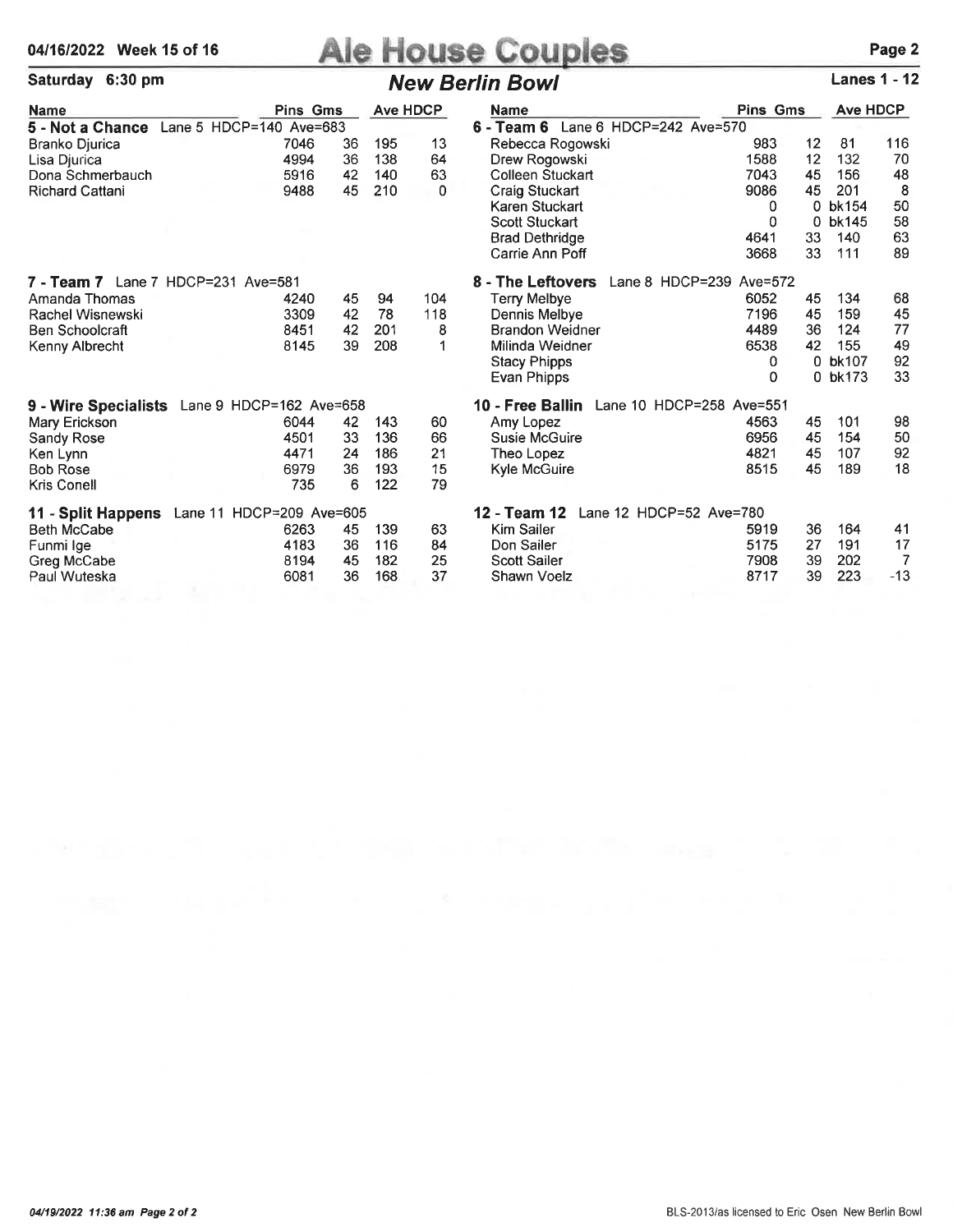# Ale House Couples

04/16/2022 Week 15 of 16

Saturday 6:30 pm

## New Berlin Bowl

Lanes 1 - 12

### 5 - Not a Chance Lane 5 HDCP=140 Ave=683

| Name | Pins | Gms | Ave | HDCP |
|---|---|---|---|---|
| Branko Djurica | 7046 | 36 | 195 | 13 |
| Lisa Djurica | 4994 | 36 | 138 | 64 |
| Dona Schmerbauch | 5916 | 42 | 140 | 63 |
| Richard Cattani | 9488 | 45 | 210 | 0 |

### 6 - Team 6 Lane 6 HDCP=242 Ave=570

| Name | Pins | Gms | Ave | HDCP |
|---|---|---|---|---|
| Rebecca Rogowski | 983 | 12 | 81 | 116 |
| Drew Rogowski | 1588 | 12 | 132 | 70 |
| Colleen Stuckart | 7043 | 45 | 156 | 48 |
| Craig Stuckart | 9086 | 45 | 201 | 8 |
| Karen Stuckart | 0 | 0 | bk154 | 50 |
| Scott Stuckart | 0 | 0 | bk145 | 58 |
| Brad Dethridge | 4641 | 33 | 140 | 63 |
| Carrie Ann Poff | 3668 | 33 | 111 | 89 |

### 7 - Team 7 Lane 7 HDCP=231 Ave=581

| Name | Pins | Gms | Ave | HDCP |
|---|---|---|---|---|
| Amanda Thomas | 4240 | 45 | 94 | 104 |
| Rachel Wisnewski | 3309 | 42 | 78 | 118 |
| Ben Schoolcraft | 8451 | 42 | 201 | 8 |
| Kenny Albrecht | 8145 | 39 | 208 | 1 |

### 8 - The Leftovers Lane 8 HDCP=239 Ave=572

| Name | Pins | Gms | Ave | HDCP |
|---|---|---|---|---|
| Terry Melbye | 6052 | 45 | 134 | 68 |
| Dennis Melbye | 7196 | 45 | 159 | 45 |
| Brandon Weidner | 4489 | 36 | 124 | 77 |
| Milinda Weidner | 6538 | 42 | 155 | 49 |
| Stacy Phipps | 0 | 0 | bk107 | 92 |
| Evan Phipps | 0 | 0 | bk173 | 33 |

### 9 - Wire Specialists Lane 9 HDCP=162 Ave=658

| Name | Pins | Gms | Ave | HDCP |
|---|---|---|---|---|
| Mary Erickson | 6044 | 42 | 143 | 60 |
| Sandy Rose | 4501 | 33 | 136 | 66 |
| Ken Lynn | 4471 | 24 | 186 | 21 |
| Bob Rose | 6979 | 36 | 193 | 15 |
| Kris Conell | 735 | 6 | 122 | 79 |

### 10 - Free Ballin Lane 10 HDCP=258 Ave=551

| Name | Pins | Gms | Ave | HDCP |
|---|---|---|---|---|
| Amy Lopez | 4563 | 45 | 101 | 98 |
| Susie McGuire | 6956 | 45 | 154 | 50 |
| Theo Lopez | 4821 | 45 | 107 | 92 |
| Kyle McGuire | 8515 | 45 | 189 | 18 |

### 11 - Split Happens Lane 11 HDCP=209 Ave=605

| Name | Pins | Gms | Ave | HDCP |
|---|---|---|---|---|
| Beth McCabe | 6263 | 45 | 139 | 63 |
| Funmi Ige | 4183 | 36 | 116 | 84 |
| Greg McCabe | 8194 | 45 | 182 | 25 |
| Paul Wuteska | 6081 | 36 | 168 | 37 |

### 12 - Team 12 Lane 12 HDCP=52 Ave=780

| Name | Pins | Gms | Ave | HDCP |
|---|---|---|---|---|
| Kim Sailer | 5919 | 36 | 164 | 41 |
| Don Sailer | 5175 | 27 | 191 | 17 |
| Scott Sailer | 7908 | 39 | 202 | 7 |
| Shawn Voelz | 8717 | 39 | 223 | -13 |

04/19/2022 11:36 am

BLS-2013/as licensed to Eric Osen New Berlin Bowl